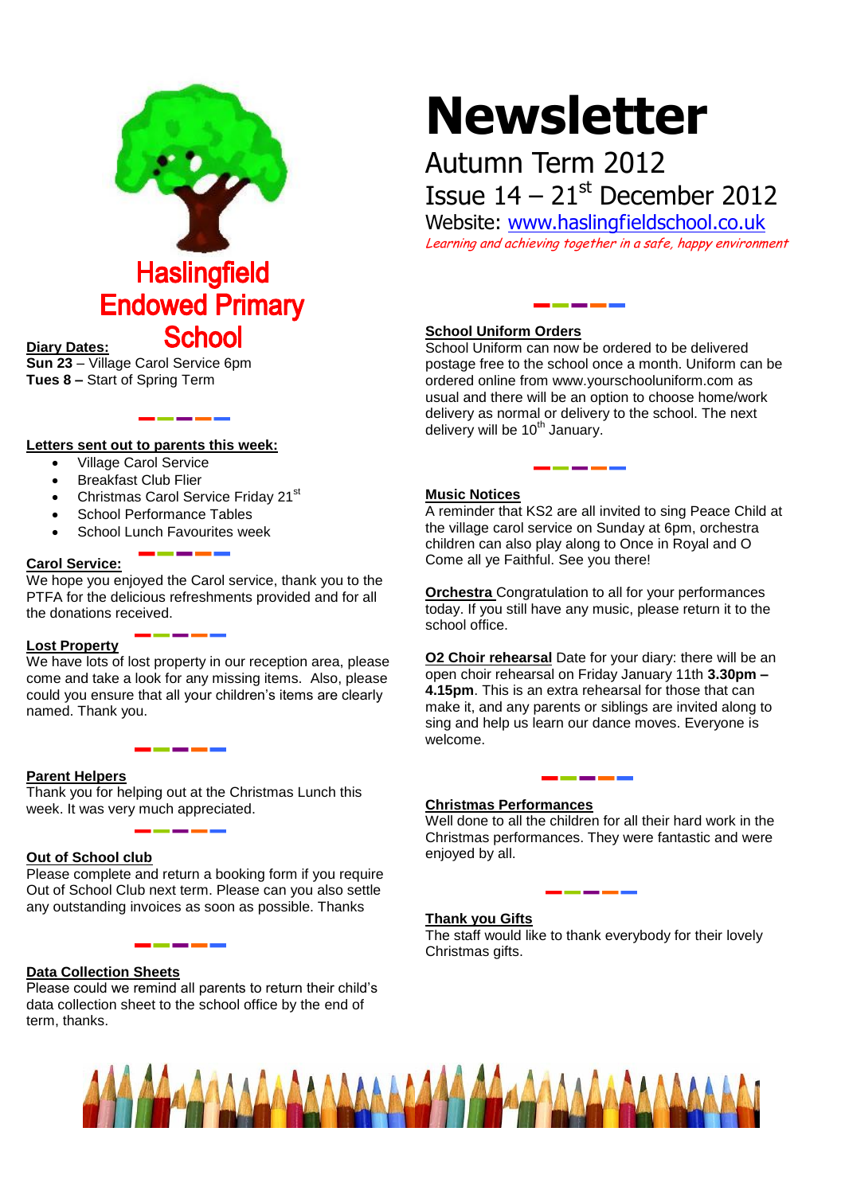# Haslingfield Endowed Primary School

# Newsletter

## Autumn Term 2012

## Issue 14 – 21st December 2012

Website: www.haslingfieldschool.co.uk

*Learning and achieving together in a safe, happy environment*

**Diary Dates:**

**Sun 23** – Village Carol Service 6pm

**Tues 8 –** Start of Spring Term

**Letters sent out to parents this week:**

- Village Carol Service
- Breakfast Club Flier
- Christmas Carol Service Friday 21st
- School Performance Tables
- School Lunch Favourites week

**Carol Service:**

We hope you enjoyed the Carol service, thank you to the PTFA for the delicious refreshments provided and for all the donations received.

**Lost Property**

We have lots of lost property in our reception area, please come and take a look for any missing items. Also, please could you ensure that all your children's items are clearly named. Thank you.

**Parent Helpers**

Thank you for helping out at the Christmas Lunch this week. It was very much appreciated.

**Out of School club**

Please complete and return a booking form if you require Out of School Club next term. Please can you also settle any outstanding invoices as soon as possible. Thanks

**Data Collection Sheets**

Please could we remind all parents to return their child's data collection sheet to the school office by the end of term, thanks.

**School Uniform Orders**

School Uniform can now be ordered to be delivered postage free to the school once a month. Uniform can be ordered online from www.yourschooluniform.com as usual and there will be an option to choose home/work delivery as normal or delivery to the school. The next delivery will be 10th January.

**Music Notices**

A reminder that KS2 are all invited to sing Peace Child at the village carol service on Sunday at 6pm, orchestra children can also play along to Once in Royal and O Come all ye Faithful. See you there!

**Orchestra** Congratulation to all for your performances today. If you still have any music, please return it to the school office.

**O2 Choir rehearsal** Date for your diary: there will be an open choir rehearsal on Friday January 11th **3.30pm – 4.15pm**. This is an extra rehearsal for those that can make it, and any parents or siblings are invited along to sing and help us learn our dance moves. Everyone is welcome.

**Christmas Performances**

Well done to all the children for all their hard work in the Christmas performances. They were fantastic and were enjoyed by all.

**Thank you Gifts**

The staff would like to thank everybody for their lovely Christmas gifts.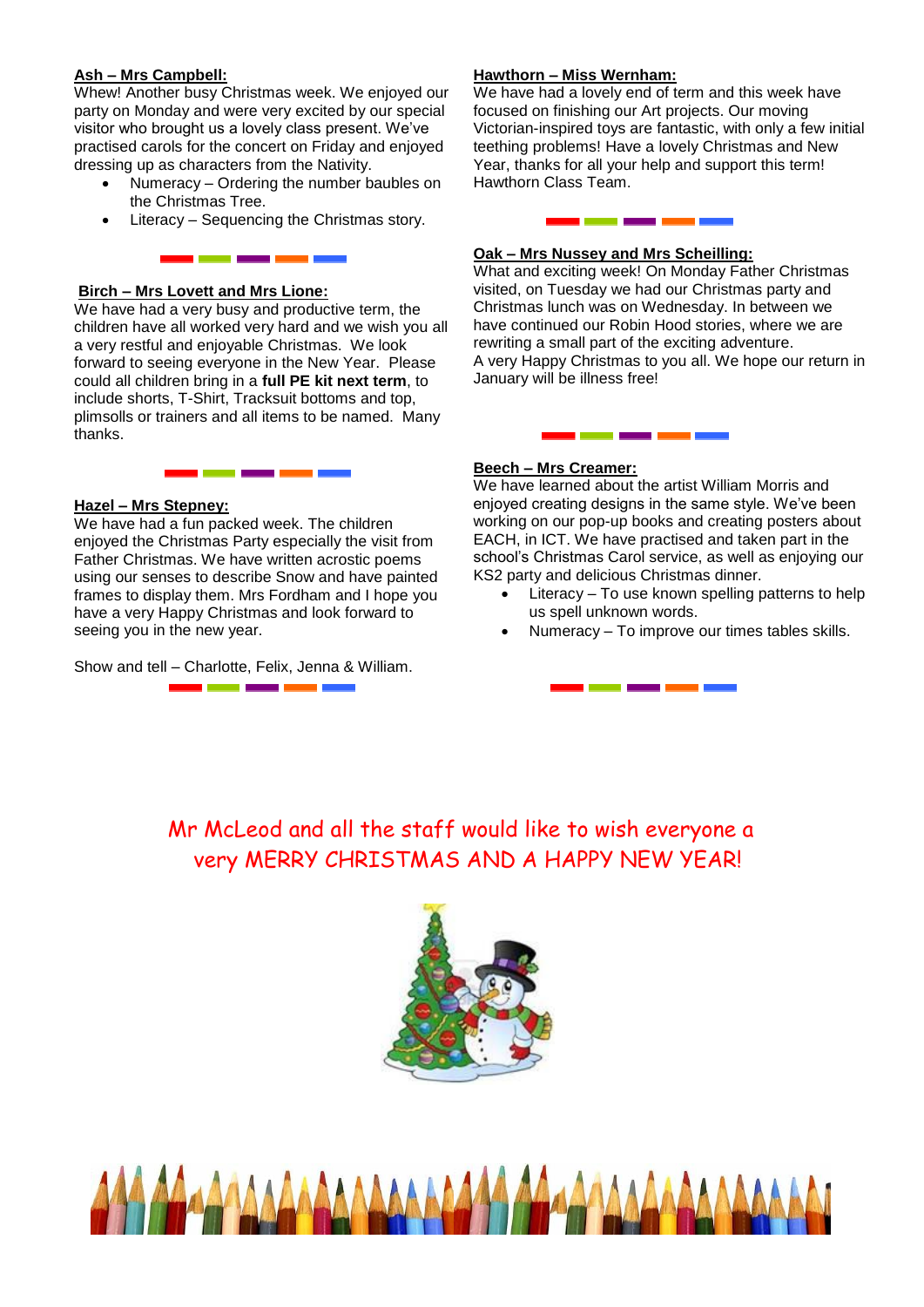**Ash – Mrs Campbell:**

Whew! Another busy Christmas week. We enjoyed our party on Monday and were very excited by our special visitor who brought us a lovely class present. We've practised carols for the concert on Friday and enjoyed dressing up as characters from the Nativity.

- Numeracy – Ordering the number baubles on the Christmas Tree.
- Literacy – Sequencing the Christmas story.

**Birch – Mrs Lovett and Mrs Lione:**

We have had a very busy and productive term, the children have all worked very hard and we wish you all a very restful and enjoyable Christmas. We look forward to seeing everyone in the New Year. Please could all children bring in a **full PE kit next term**, to include shorts, T-Shirt, Tracksuit bottoms and top, plimsolls or trainers and all items to be named. Many thanks.

**Hazel – Mrs Stepney:**

We have had a fun packed week. The children enjoyed the Christmas Party especially the visit from Father Christmas. We have written acrostic poems using our senses to describe Snow and have painted frames to display them. Mrs Fordham and I hope you have a very Happy Christmas and look forward to seeing you in the new year.

Show and tell – Charlotte, Felix, Jenna & William.

**Hawthorn – Miss Wernham:**

We have had a lovely end of term and this week have focused on finishing our Art projects. Our moving Victorian-inspired toys are fantastic, with only a few initial teething problems! Have a lovely Christmas and New Year, thanks for all your help and support this term! Hawthorn Class Team.

**Oak – Mrs Nussey and Mrs Scheilling:**

What and exciting week! On Monday Father Christmas visited, on Tuesday we had our Christmas party and Christmas lunch was on Wednesday. In between we have continued our Robin Hood stories, where we are rewriting a small part of the exciting adventure.
A very Happy Christmas to you all. We hope our return in January will be illness free!

**Beech – Mrs Creamer:**

We have learned about the artist William Morris and enjoyed creating designs in the same style. We've been working on our pop-up books and creating posters about EACH, in ICT. We have practised and taken part in the school's Christmas Carol service, as well as enjoying our KS2 party and delicious Christmas dinner.

- Literacy – To use known spelling patterns to help us spell unknown words.
- Numeracy – To improve our times tables skills.

Mr McLeod and all the staff would like to wish everyone a very MERRY CHRISTMAS AND A HAPPY NEW YEAR!